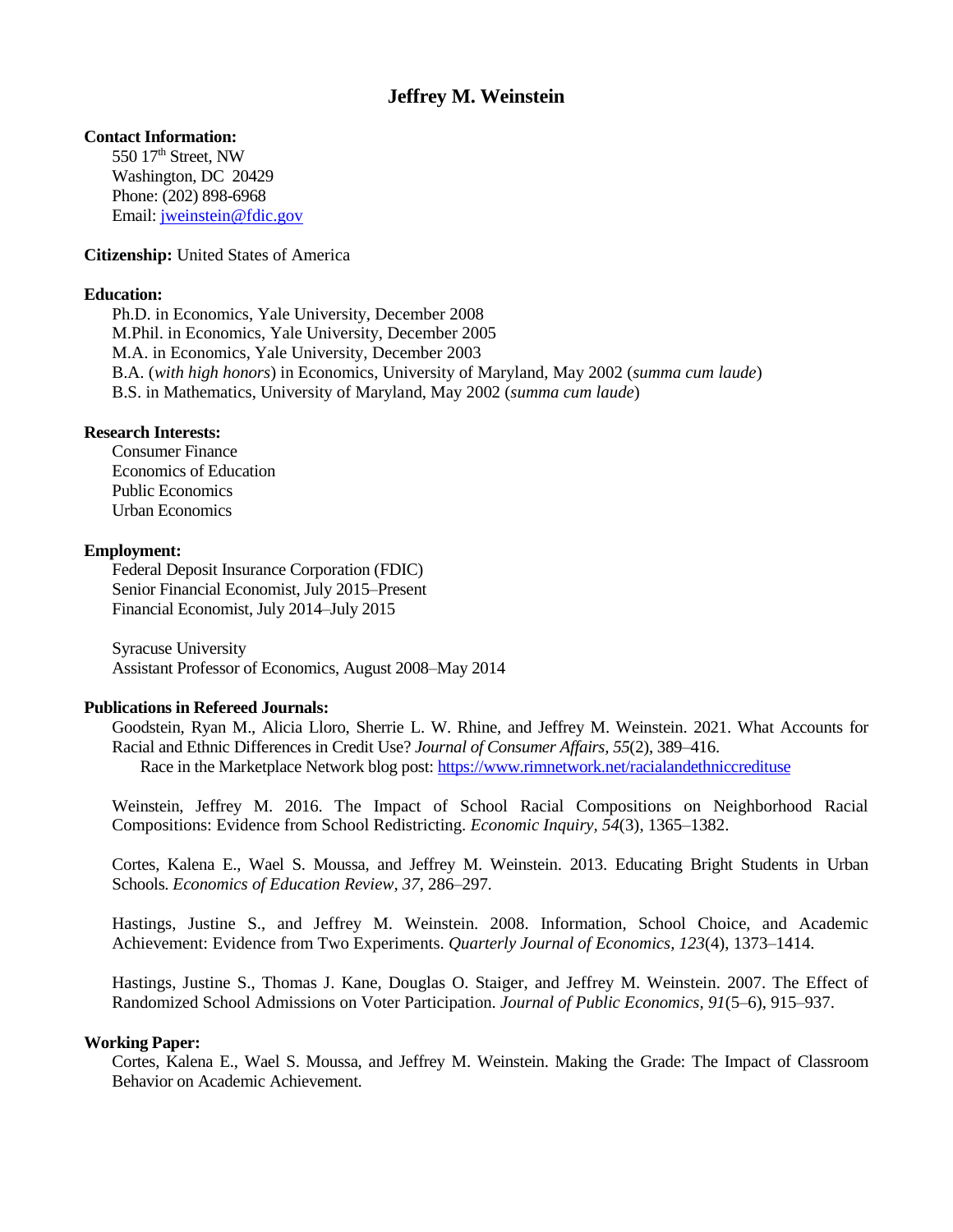# Jeffrey M. Weinstein

**Contact Information:**

550 17th Street, NW
Washington, DC 20429
Phone: (202) 898-6968
Email: jweinstein@fdic.gov

**Citizenship:** United States of America

**Education:**

Ph.D. in Economics, Yale University, December 2008
M.Phil. in Economics, Yale University, December 2005
M.A. in Economics, Yale University, December 2003
B.A. (*with high honors*) in Economics, University of Maryland, May 2002 (*summa cum laude*)
B.S. in Mathematics, University of Maryland, May 2002 (*summa cum laude*)

**Research Interests:**

Consumer Finance
Economics of Education
Public Economics
Urban Economics

**Employment:**

Federal Deposit Insurance Corporation (FDIC)
Senior Financial Economist, July 2015–Present
Financial Economist, July 2014–July 2015

Syracuse University
Assistant Professor of Economics, August 2008–May 2014

**Publications in Refereed Journals:**

Goodstein, Ryan M., Alicia Lloro, Sherrie L. W. Rhine, and Jeffrey M. Weinstein. 2021. What Accounts for Racial and Ethnic Differences in Credit Use? *Journal of Consumer Affairs, 55*(2), 389–416.
Race in the Marketplace Network blog post: https://www.rimnetwork.net/racialandethniccredituse

Weinstein, Jeffrey M. 2016. The Impact of School Racial Compositions on Neighborhood Racial Compositions: Evidence from School Redistricting. *Economic Inquiry, 54*(3), 1365–1382.

Cortes, Kalena E., Wael S. Moussa, and Jeffrey M. Weinstein. 2013. Educating Bright Students in Urban Schools. *Economics of Education Review, 37*, 286–297.

Hastings, Justine S., and Jeffrey M. Weinstein. 2008. Information, School Choice, and Academic Achievement: Evidence from Two Experiments. *Quarterly Journal of Economics, 123*(4), 1373–1414.

Hastings, Justine S., Thomas J. Kane, Douglas O. Staiger, and Jeffrey M. Weinstein. 2007. The Effect of Randomized School Admissions on Voter Participation. *Journal of Public Economics, 91*(5–6), 915–937.

**Working Paper:**

Cortes, Kalena E., Wael S. Moussa, and Jeffrey M. Weinstein. Making the Grade: The Impact of Classroom Behavior on Academic Achievement.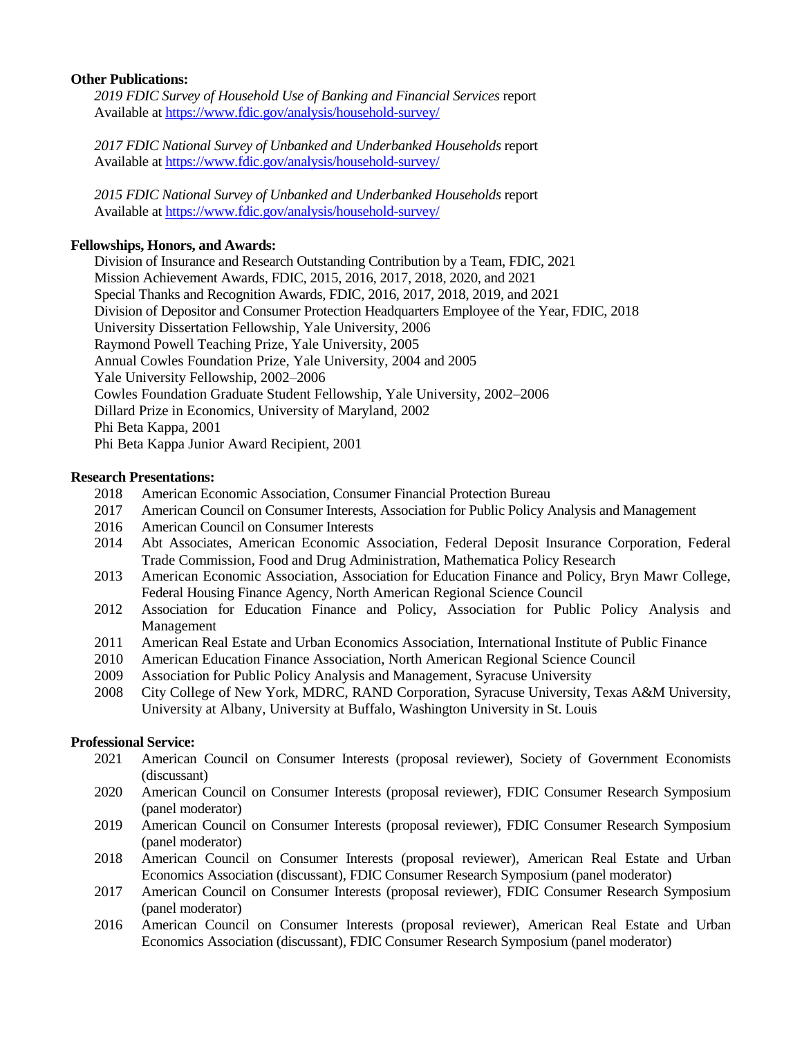**Other Publications:**

*2019 FDIC Survey of Household Use of Banking and Financial Services* report
Available at https://www.fdic.gov/analysis/household-survey/

*2017 FDIC National Survey of Unbanked and Underbanked Households* report
Available at https://www.fdic.gov/analysis/household-survey/

*2015 FDIC National Survey of Unbanked and Underbanked Households* report
Available at https://www.fdic.gov/analysis/household-survey/

**Fellowships, Honors, and Awards:**

Division of Insurance and Research Outstanding Contribution by a Team, FDIC, 2021
Mission Achievement Awards, FDIC, 2015, 2016, 2017, 2018, 2020, and 2021
Special Thanks and Recognition Awards, FDIC, 2016, 2017, 2018, 2019, and 2021
Division of Depositor and Consumer Protection Headquarters Employee of the Year, FDIC, 2018
University Dissertation Fellowship, Yale University, 2006
Raymond Powell Teaching Prize, Yale University, 2005
Annual Cowles Foundation Prize, Yale University, 2004 and 2005
Yale University Fellowship, 2002–2006
Cowles Foundation Graduate Student Fellowship, Yale University, 2002–2006
Dillard Prize in Economics, University of Maryland, 2002
Phi Beta Kappa, 2001
Phi Beta Kappa Junior Award Recipient, 2001

**Research Presentations:**

2018 American Economic Association, Consumer Financial Protection Bureau
2017 American Council on Consumer Interests, Association for Public Policy Analysis and Management
2016 American Council on Consumer Interests
2014 Abt Associates, American Economic Association, Federal Deposit Insurance Corporation, Federal Trade Commission, Food and Drug Administration, Mathematica Policy Research
2013 American Economic Association, Association for Education Finance and Policy, Bryn Mawr College, Federal Housing Finance Agency, North American Regional Science Council
2012 Association for Education Finance and Policy, Association for Public Policy Analysis and Management
2011 American Real Estate and Urban Economics Association, International Institute of Public Finance
2010 American Education Finance Association, North American Regional Science Council
2009 Association for Public Policy Analysis and Management, Syracuse University
2008 City College of New York, MDRC, RAND Corporation, Syracuse University, Texas A&M University, University at Albany, University at Buffalo, Washington University in St. Louis

**Professional Service:**

2021 American Council on Consumer Interests (proposal reviewer), Society of Government Economists (discussant)
2020 American Council on Consumer Interests (proposal reviewer), FDIC Consumer Research Symposium (panel moderator)
2019 American Council on Consumer Interests (proposal reviewer), FDIC Consumer Research Symposium (panel moderator)
2018 American Council on Consumer Interests (proposal reviewer), American Real Estate and Urban Economics Association (discussant), FDIC Consumer Research Symposium (panel moderator)
2017 American Council on Consumer Interests (proposal reviewer), FDIC Consumer Research Symposium (panel moderator)
2016 American Council on Consumer Interests (proposal reviewer), American Real Estate and Urban Economics Association (discussant), FDIC Consumer Research Symposium (panel moderator)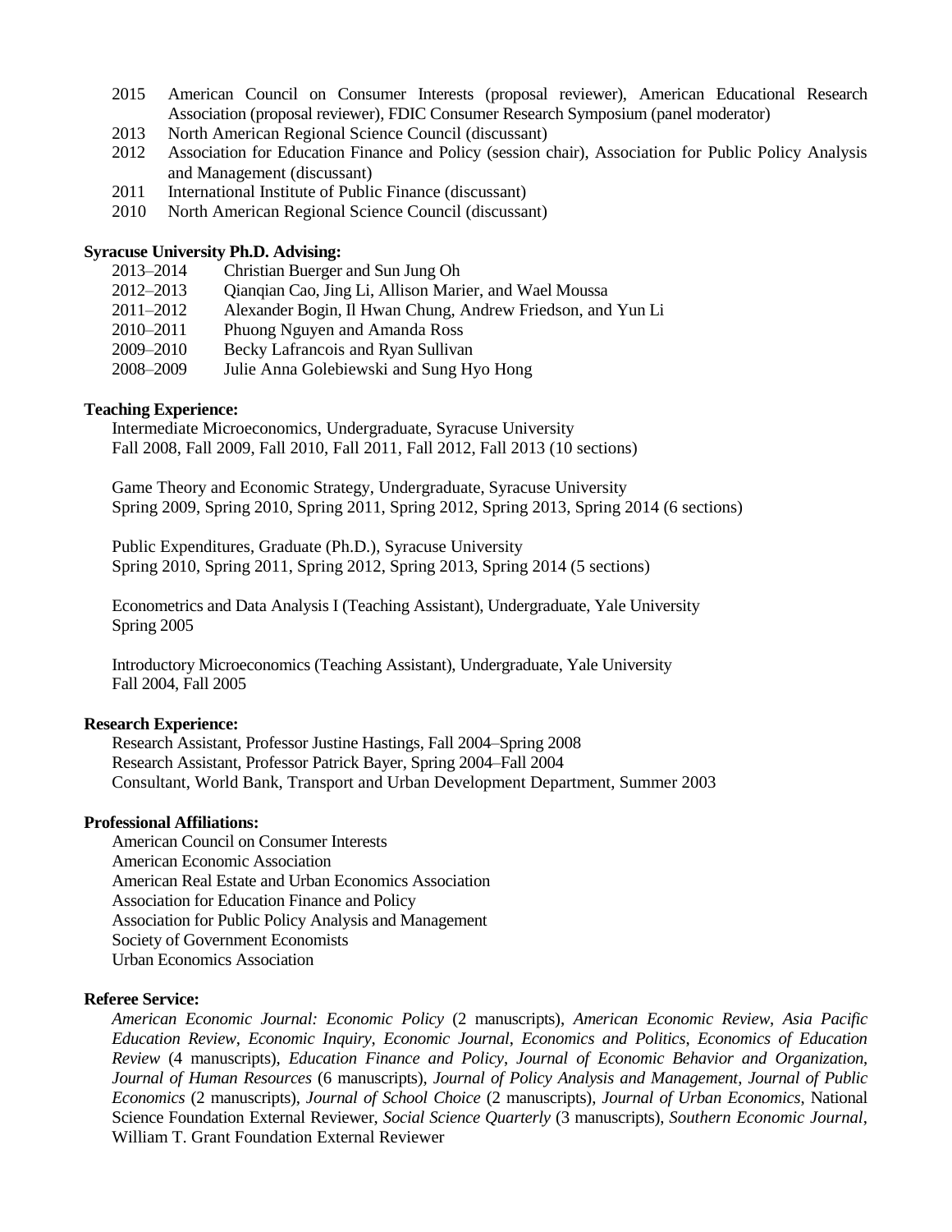2015 American Council on Consumer Interests (proposal reviewer), American Educational Research Association (proposal reviewer), FDIC Consumer Research Symposium (panel moderator)
2013 North American Regional Science Council (discussant)
2012 Association for Education Finance and Policy (session chair), Association for Public Policy Analysis and Management (discussant)
2011 International Institute of Public Finance (discussant)
2010 North American Regional Science Council (discussant)

**Syracuse University Ph.D. Advising:**

2013–2014 Christian Buerger and Sun Jung Oh
2012–2013 Qianqian Cao, Jing Li, Allison Marier, and Wael Moussa
2011–2012 Alexander Bogin, Il Hwan Chung, Andrew Friedson, and Yun Li
2010–2011 Phuong Nguyen and Amanda Ross
2009–2010 Becky Lafrancois and Ryan Sullivan
2008–2009 Julie Anna Golebiewski and Sung Hyo Hong

**Teaching Experience:**

Intermediate Microeconomics, Undergraduate, Syracuse University
Fall 2008, Fall 2009, Fall 2010, Fall 2011, Fall 2012, Fall 2013 (10 sections)

Game Theory and Economic Strategy, Undergraduate, Syracuse University
Spring 2009, Spring 2010, Spring 2011, Spring 2012, Spring 2013, Spring 2014 (6 sections)

Public Expenditures, Graduate (Ph.D.), Syracuse University
Spring 2010, Spring 2011, Spring 2012, Spring 2013, Spring 2014 (5 sections)

Econometrics and Data Analysis I (Teaching Assistant), Undergraduate, Yale University
Spring 2005

Introductory Microeconomics (Teaching Assistant), Undergraduate, Yale University
Fall 2004, Fall 2005

**Research Experience:**

Research Assistant, Professor Justine Hastings, Fall 2004–Spring 2008
Research Assistant, Professor Patrick Bayer, Spring 2004–Fall 2004
Consultant, World Bank, Transport and Urban Development Department, Summer 2003

**Professional Affiliations:**

American Council on Consumer Interests
American Economic Association
American Real Estate and Urban Economics Association
Association for Education Finance and Policy
Association for Public Policy Analysis and Management
Society of Government Economists
Urban Economics Association

**Referee Service:**

*American Economic Journal: Economic Policy* (2 manuscripts), *American Economic Review*, *Asia Pacific Education Review*, *Economic Inquiry*, *Economic Journal*, *Economics and Politics*, *Economics of Education Review* (4 manuscripts), *Education Finance and Policy*, *Journal of Economic Behavior and Organization*, *Journal of Human Resources* (6 manuscripts), *Journal of Policy Analysis and Management*, *Journal of Public Economics* (2 manuscripts), *Journal of School Choice* (2 manuscripts), *Journal of Urban Economics*, National Science Foundation External Reviewer, *Social Science Quarterly* (3 manuscripts), *Southern Economic Journal*, William T. Grant Foundation External Reviewer